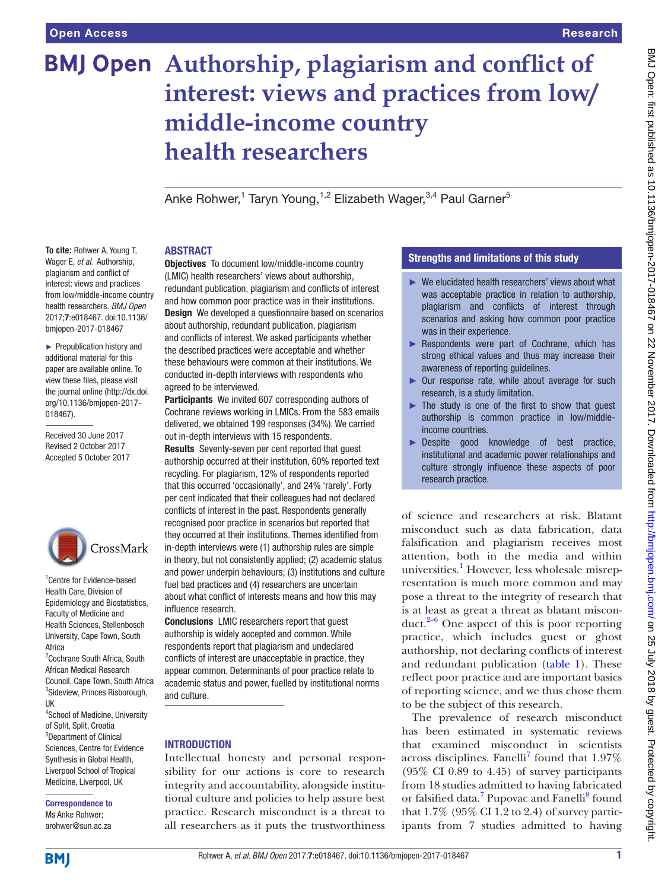# Authorship, plagiarism and conflict of interest: views and practices from low/middle-income country health researchers

Anke Rohwer,[1] Taryn Young,[1,2] Elizabeth Wager,[3,4] Paul Garner[5]

**To cite:** Rohwer A, Young T, Wager E, *et al*. Authorship, plagiarism and conflict of interest: views and practices from low/middle-income country health researchers. *BMJ Open* 2017;**7**:e018467. doi:10.1136/bmjopen-2017-018467

► Prepublication history and additional material for this paper are available online. To view these files, please visit the journal online (http://dx.doi.org/10.1136/bmjopen-2017-018467).

Received 30 June 2017
Revised 2 October 2017
Accepted 5 October 2017

[1]Centre for Evidence-based Health Care, Division of Epidemiology and Biostatistics, Faculty of Medicine and Health Sciences, Stellenbosch University, Cape Town, South Africa
[2]Cochrane South Africa, South African Medical Research Council, Cape Town, South Africa
[3]Sideview, Princes Risborough, UK
[4]School of Medicine, University of Split, Split, Croatia
[5]Department of Clinical Sciences, Centre for Evidence Synthesis in Global Health, Liverpool School of Tropical Medicine, Liverpool, UK

**Correspondence to**
Ms Anke Rohwer;
arohwer@sun.ac.za

## ABSTRACT

**Objectives** To document low/middle-income country (LMIC) health researchers' views about authorship, redundant publication, plagiarism and conflicts of interest and how common poor practice was in their institutions.

**Design** We developed a questionnaire based on scenarios about authorship, redundant publication, plagiarism and conflicts of interest. We asked participants whether the described practices were acceptable and whether these behaviours were common at their institutions. We conducted in-depth interviews with respondents who agreed to be interviewed.

**Participants** We invited 607 corresponding authors of Cochrane reviews working in LMICs. From the 583 emails delivered, we obtained 199 responses (34%). We carried out in-depth interviews with 15 respondents.

**Results** Seventy-seven per cent reported that guest authorship occurred at their institution, 60% reported text recycling. For plagiarism, 12% of respondents reported that this occurred 'occasionally', and 24% 'rarely'. Forty per cent indicated that their colleagues had not declared conflicts of interest in the past. Respondents generally recognised poor practice in scenarios but reported that they occurred at their institutions. Themes identified from in-depth interviews were (1) authorship rules are simple in theory, but not consistently applied; (2) academic status and power underpin behaviours; (3) institutions and culture fuel bad practices and (4) researchers are uncertain about what conflict of interests means and how this may influence research.

**Conclusions** LMIC researchers report that guest authorship is widely accepted and common. While respondents report that plagiarism and undeclared conflicts of interest are unacceptable in practice, they appear common. Determinants of poor practice relate to academic status and power, fuelled by institutional norms and culture.

### Strengths and limitations of this study

- ► We elucidated health researchers' views about what was acceptable practice in relation to authorship, plagiarism and conflicts of interest through scenarios and asking how common poor practice was in their experience.
- ► Respondents were part of Cochrane, which has strong ethical values and thus may increase their awareness of reporting guidelines.
- ► Our response rate, while about average for such research, is a study limitation.
- ► The study is one of the first to show that guest authorship is common practice in low/middle-income countries.
- ► Despite good knowledge of best practice, institutional and academic power relationships and culture strongly influence these aspects of poor research practice.

## INTRODUCTION

Intellectual honesty and personal responsibility for our actions is core to research integrity and accountability, alongside institutional culture and policies to help assure best practice. Research misconduct is a threat to all researchers as it puts the trustworthiness of science and researchers at risk. Blatant misconduct such as data fabrication, data falsification and plagiarism receives most attention, both in the media and within universities.[1] However, less wholesale misrepresentation is much more common and may pose a threat to the integrity of research that is at least as great a threat as blatant misconduct.[2–6] One aspect of this is poor reporting practice, which includes guest or ghost authorship, not declaring conflicts of interest and redundant publication (table 1). These reflect poor practice and are important basics of reporting science, and we thus chose them to be the subject of this research.

The prevalence of research misconduct has been estimated in systematic reviews that examined misconduct in scientists across disciplines. Fanelli[7] found that 1.97% (95% CI 0.89 to 4.45) of survey participants from 18 studies admitted to having fabricated or falsified data.[7] Pupovac and Fanelli[8] found that 1.7% (95% CI 1.2 to 2.4) of survey participants from 7 studies admitted to having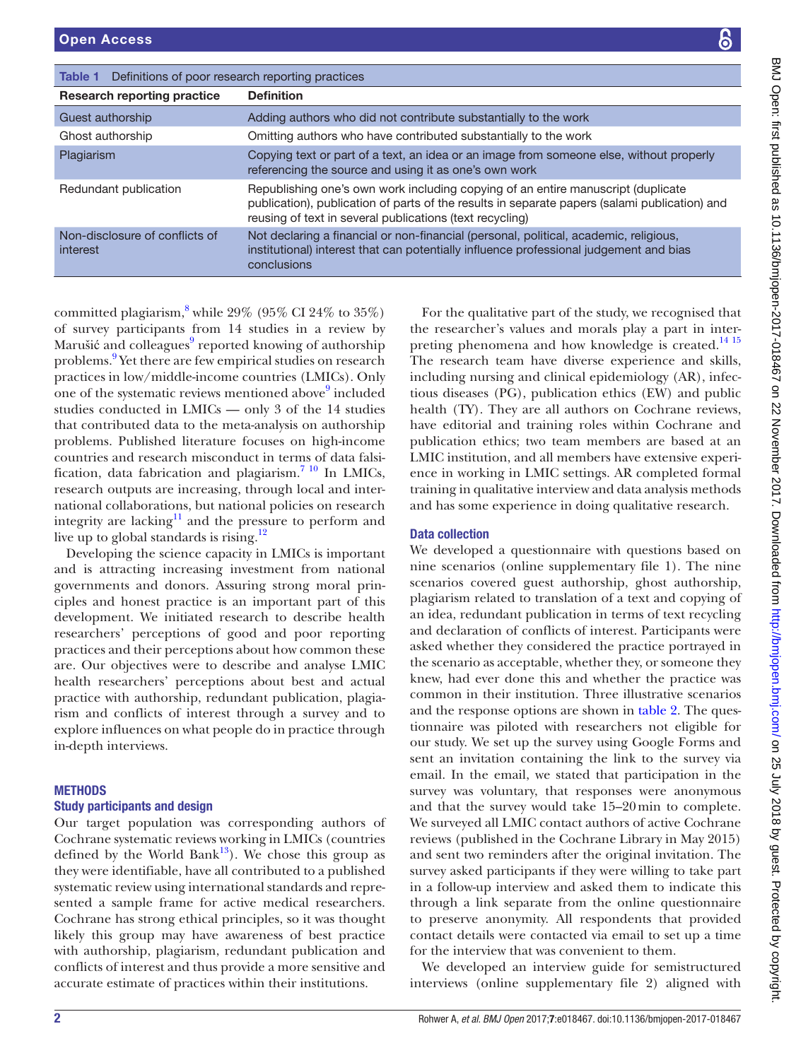Table 1 Definitions of poor research reporting practices

| Research reporting practice | Definition |
|---|---|
| Guest authorship | Adding authors who did not contribute substantially to the work |
| Ghost authorship | Omitting authors who have contributed substantially to the work |
| Plagiarism | Copying text or part of a text, an idea or an image from someone else, without properly referencing the source and using it as one's own work |
| Redundant publication | Republishing one's own work including copying of an entire manuscript (duplicate publication), publication of parts of the results in separate papers (salami publication) and reusing of text in several publications (text recycling) |
| Non-disclosure of conflicts of interest | Not declaring a financial or non-financial (personal, political, academic, religious, institutional) interest that can potentially influence professional judgement and bias conclusions |

committed plagiarism,[8] while 29% (95% CI 24% to 35%) of survey participants from 14 studies in a review by Marušić and colleagues[9] reported knowing of authorship problems.[9] Yet there are few empirical studies on research practices in low/middle-income countries (LMICs). Only one of the systematic reviews mentioned above[9] included studies conducted in LMICs — only 3 of the 14 studies that contributed data to the meta-analysis on authorship problems. Published literature focuses on high-income countries and research misconduct in terms of data falsification, data fabrication and plagiarism.[7,10] In LMICs, research outputs are increasing, through local and international collaborations, but national policies on research integrity are lacking[11] and the pressure to perform and live up to global standards is rising.[12]

Developing the science capacity in LMICs is important and is attracting increasing investment from national governments and donors. Assuring strong moral principles and honest practice is an important part of this development. We initiated research to describe health researchers' perceptions of good and poor reporting practices and their perceptions about how common these are. Our objectives were to describe and analyse LMIC health researchers' perceptions about best and actual practice with authorship, redundant publication, plagiarism and conflicts of interest through a survey and to explore influences on what people do in practice through in-depth interviews.

## METHODS

### Study participants and design

Our target population was corresponding authors of Cochrane systematic reviews working in LMICs (countries defined by the World Bank[13]). We chose this group as they were identifiable, have all contributed to a published systematic review using international standards and represented a sample frame for active medical researchers. Cochrane has strong ethical principles, so it was thought likely this group may have awareness of best practice with authorship, plagiarism, redundant publication and conflicts of interest and thus provide a more sensitive and accurate estimate of practices within their institutions.

For the qualitative part of the study, we recognised that the researcher's values and morals play a part in interpreting phenomena and how knowledge is created.[14,15] The research team have diverse experience and skills, including nursing and clinical epidemiology (AR), infectious diseases (PG), publication ethics (EW) and public health (TY). They are all authors on Cochrane reviews, have editorial and training roles within Cochrane and publication ethics; two team members are based at an LMIC institution, and all members have extensive experience in working in LMIC settings. AR completed formal training in qualitative interview and data analysis methods and has some experience in doing qualitative research.

### Data collection

We developed a questionnaire with questions based on nine scenarios (online supplementary file 1). The nine scenarios covered guest authorship, ghost authorship, plagiarism related to translation of a text and copying of an idea, redundant publication in terms of text recycling and declaration of conflicts of interest. Participants were asked whether they considered the practice portrayed in the scenario as acceptable, whether they, or someone they knew, had ever done this and whether the practice was common in their institution. Three illustrative scenarios and the response options are shown in table 2. The questionnaire was piloted with researchers not eligible for our study. We set up the survey using Google Forms and sent an invitation containing the link to the survey via email. In the email, we stated that participation in the survey was voluntary, that responses were anonymous and that the survey would take 15–20 min to complete. We surveyed all LMIC contact authors of active Cochrane reviews (published in the Cochrane Library in May 2015) and sent two reminders after the original invitation. The survey asked participants if they were willing to take part in a follow-up interview and asked them to indicate this through a link separate from the online questionnaire to preserve anonymity. All respondents that provided contact details were contacted via email to set up a time for the interview that was convenient to them.

We developed an interview guide for semistructured interviews (online supplementary file 2) aligned with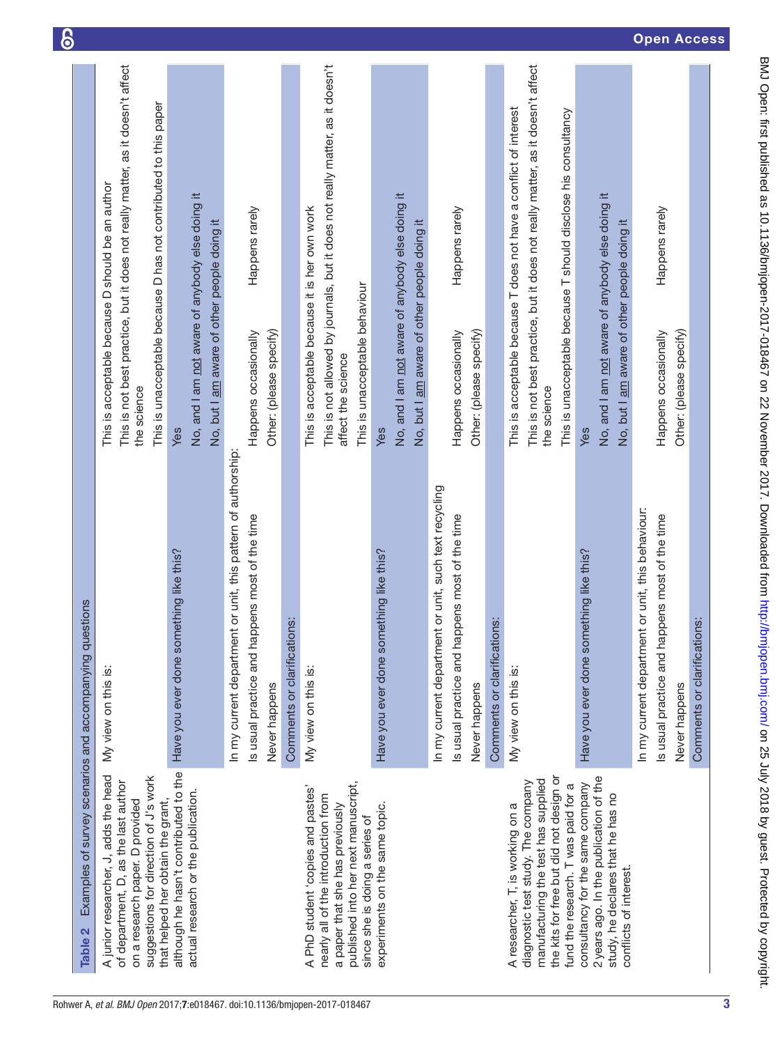**Table 2** Examples of survey scenarios and accompanying questions

| Scenario | Question | Response options |
|---|---|---|
| A junior researcher, J, adds the head of department, D, as the last author on a research paper. D provided suggestions for direction of J's work that helped her obtain the grant, although he hasn't contributed to the actual research or the publication. | My view on this is: | This is acceptable because D should be an author<br>This is not best practice, but it does not really matter, as it doesn't affect the science<br>This is unacceptable because D has not contributed to this paper |
| | Have you ever done something like this? | Yes<br>No, and I am not aware of anybody else doing it<br>No, but I am aware of other people doing it |
| | In my current department or unit, this pattern of authorship: | |
| | Is usual practice and happens most of the time | Happens occasionally<br>Happens rarely |
| | Never happens | Other: (please specify) |
| | Comments or clarifications: | |
| A PhD student 'copies and pastes' nearly all of the introduction from a paper that she has previously published into her next manuscript, since she is doing a series of experiments on the same topic. | My view on this is: | This is acceptable because it is her own work<br>This is not allowed by journals, but it does not really matter, as it doesn't affect the science<br>This is unacceptable behaviour |
| | Have you ever done something like this? | Yes<br>No, and I am not aware of anybody else doing it<br>No, but I am aware of other people doing it |
| | In my current department or unit, such text recycling | |
| | Is usual practice and happens most of the time | Happens occasionally<br>Happens rarely |
| | Never happens | Other: (please specify) |
| | Comments or clarifications: | |
| A researcher, T, is working on a diagnostic test study. The company manufacturing the test has supplied the kits for free but did not design or fund the research. T was paid for a consultancy for the same company 2 years ago. In the publication of the study, he declares that he has no conflicts of interest. | My view on this is: | This is acceptable because T does not have a conflict of interest<br>This is not best practice, but it does not really matter, as it doesn't affect the science<br>This is unacceptable because T should disclose his consultancy |
| | Have you ever done something like this? | Yes<br>No, and I am not aware of anybody else doing it<br>No, but I am aware of other people doing it |
| | In my current department or unit, this behaviour: | |
| | Is usual practice and happens most of the time | Happens occasionally<br>Happens rarely |
| | Never happens | Other: (please specify) |
| | Comments or clarifications: | |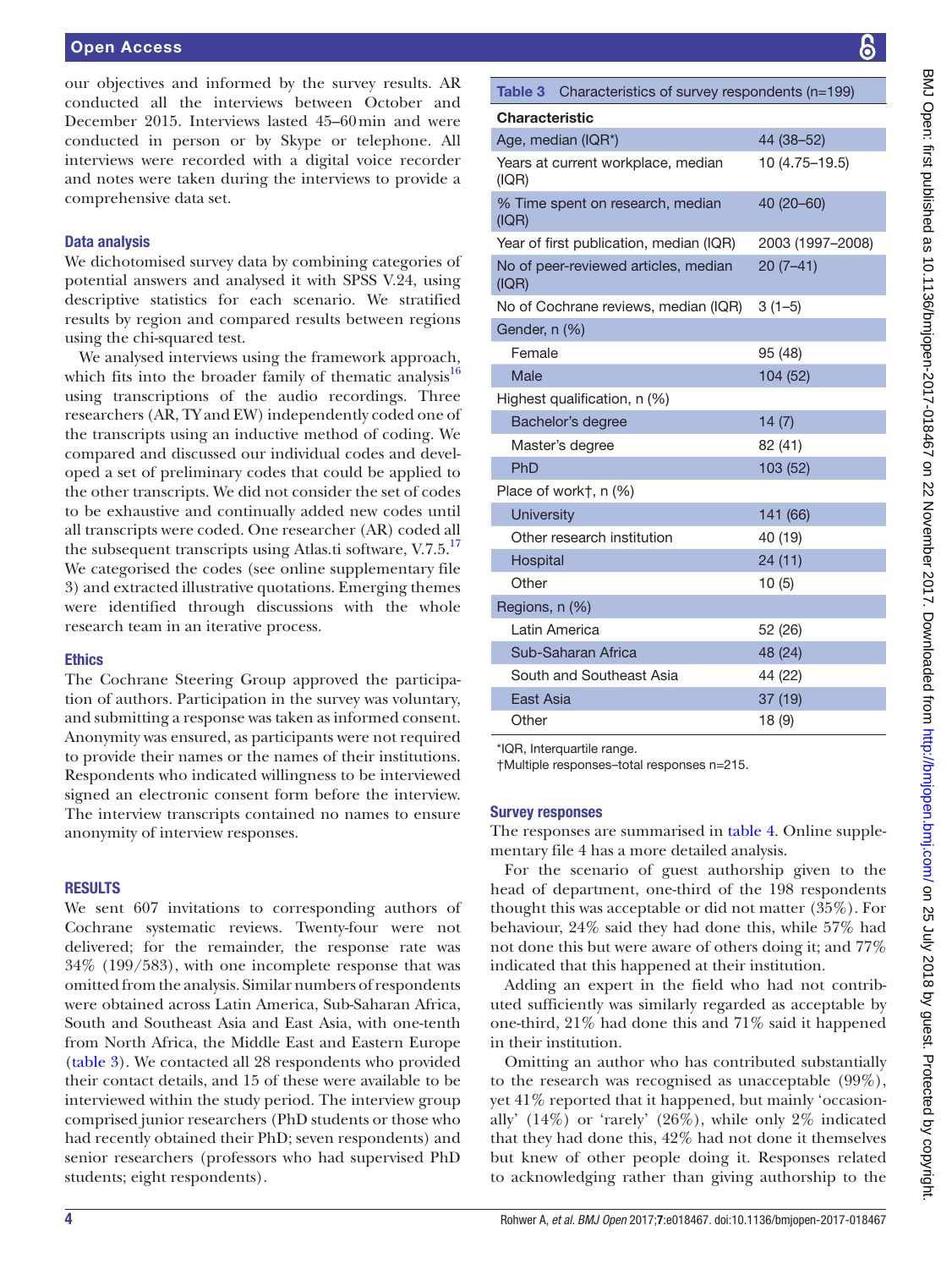our objectives and informed by the survey results. AR conducted all the interviews between October and December 2015. Interviews lasted 45–60 min and were conducted in person or by Skype or telephone. All interviews were recorded with a digital voice recorder and notes were taken during the interviews to provide a comprehensive data set.

### Data analysis

We dichotomised survey data by combining categories of potential answers and analysed it with SPSS V.24, using descriptive statistics for each scenario. We stratified results by region and compared results between regions using the chi-squared test.

We analysed interviews using the framework approach, which fits into the broader family of thematic analysis[16] using transcriptions of the audio recordings. Three researchers (AR, TY and EW) independently coded one of the transcripts using an inductive method of coding. We compared and discussed our individual codes and developed a set of preliminary codes that could be applied to the other transcripts. We did not consider the set of codes to be exhaustive and continually added new codes until all transcripts were coded. One researcher (AR) coded all the subsequent transcripts using Atlas.ti software, V.7.5.[17] We categorised the codes (see online supplementary file 3) and extracted illustrative quotations. Emerging themes were identified through discussions with the whole research team in an iterative process.

### Ethics

The Cochrane Steering Group approved the participation of authors. Participation in the survey was voluntary, and submitting a response was taken as informed consent. Anonymity was ensured, as participants were not required to provide their names or the names of their institutions. Respondents who indicated willingness to be interviewed signed an electronic consent form before the interview. The interview transcripts contained no names to ensure anonymity of interview responses.

## RESULTS

We sent 607 invitations to corresponding authors of Cochrane systematic reviews. Twenty-four were not delivered; for the remainder, the response rate was 34% (199/583), with one incomplete response that was omitted from the analysis. Similar numbers of respondents were obtained across Latin America, Sub-Saharan Africa, South and Southeast Asia and East Asia, with one-tenth from North Africa, the Middle East and Eastern Europe (table 3). We contacted all 28 respondents who provided their contact details, and 15 of these were available to be interviewed within the study period. The interview group comprised junior researchers (PhD students or those who had recently obtained their PhD; seven respondents) and senior researchers (professors who had supervised PhD students; eight respondents).

**Table 3** Characteristics of survey respondents (n=199)

| Characteristic | |
|---|---|
| Age, median (IQR*) | 44 (38–52) |
| Years at current workplace, median (IQR) | 10 (4.75–19.5) |
| % Time spent on research, median (IQR) | 40 (20–60) |
| Year of first publication, median (IQR) | 2003 (1997–2008) |
| No of peer-reviewed articles, median (IQR) | 20 (7–41) |
| No of Cochrane reviews, median (IQR) | 3 (1–5) |
| Gender, n (%) | |
| Female | 95 (48) |
| Male | 104 (52) |
| Highest qualification, n (%) | |
| Bachelor's degree | 14 (7) |
| Master's degree | 82 (41) |
| PhD | 103 (52) |
| Place of work†, n (%) | |
| University | 141 (66) |
| Other research institution | 40 (19) |
| Hospital | 24 (11) |
| Other | 10 (5) |
| Regions, n (%) | |
| Latin America | 52 (26) |
| Sub-Saharan Africa | 48 (24) |
| South and Southeast Asia | 44 (22) |
| East Asia | 37 (19) |
| Other | 18 (9) |

*IQR, Interquartile range.
†Multiple responses–total responses n=215.

### Survey responses

The responses are summarised in table 4. Online supplementary file 4 has a more detailed analysis.

For the scenario of guest authorship given to the head of department, one-third of the 198 respondents thought this was acceptable or did not matter (35%). For behaviour, 24% said they had done this, while 57% had not done this but were aware of others doing it; and 77% indicated that this happened at their institution.

Adding an expert in the field who had not contributed sufficiently was similarly regarded as acceptable by one-third, 21% had done this and 71% said it happened in their institution.

Omitting an author who has contributed substantially to the research was recognised as unacceptable (99%), yet 41% reported that it happened, but mainly 'occasionally' (14%) or 'rarely' (26%), while only 2% indicated that they had done this, 42% had not done it themselves but knew of other people doing it. Responses related to acknowledging rather than giving authorship to the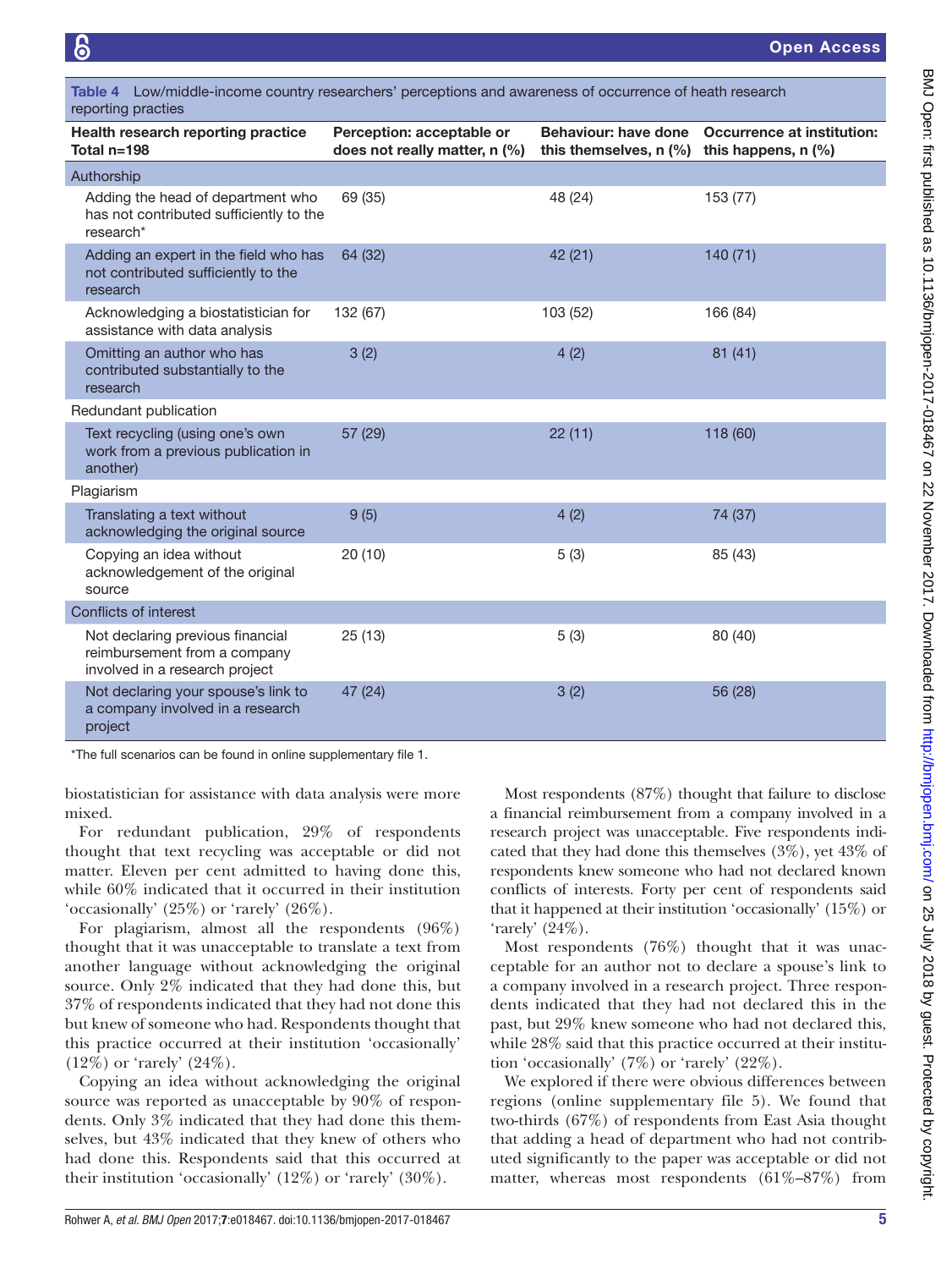Table 4 Low/middle-income country researchers' perceptions and awareness of occurrence of heath research reporting practies

| Health research reporting practice Total n=198 | Perception: acceptable or does not really matter, n (%) | Behaviour: have done this themselves, n (%) | Occurrence at institution: this happens, n (%) |
|---|---|---|---|
| Authorship | | | |
| Adding the head of department who has not contributed sufficiently to the research* | 69 (35) | 48 (24) | 153 (77) |
| Adding an expert in the field who has not contributed sufficiently to the research | 64 (32) | 42 (21) | 140 (71) |
| Acknowledging a biostatistician for assistance with data analysis | 132 (67) | 103 (52) | 166 (84) |
| Omitting an author who has contributed substantially to the research | 3 (2) | 4 (2) | 81 (41) |
| Redundant publication | | | |
| Text recycling (using one's own work from a previous publication in another) | 57 (29) | 22 (11) | 118 (60) |
| Plagiarism | | | |
| Translating a text without acknowledging the original source | 9 (5) | 4 (2) | 74 (37) |
| Copying an idea without acknowledgement of the original source | 20 (10) | 5 (3) | 85 (43) |
| Conflicts of interest | | | |
| Not declaring previous financial reimbursement from a company involved in a research project | 25 (13) | 5 (3) | 80 (40) |
| Not declaring your spouse's link to a company involved in a research project | 47 (24) | 3 (2) | 56 (28) |

*The full scenarios can be found in online supplementary file 1.

biostatistician for assistance with data analysis were more mixed.

For redundant publication, 29% of respondents thought that text recycling was acceptable or did not matter. Eleven per cent admitted to having done this, while 60% indicated that it occurred in their institution 'occasionally' (25%) or 'rarely' (26%).

For plagiarism, almost all the respondents (96%) thought that it was unacceptable to translate a text from another language without acknowledging the original source. Only 2% indicated that they had done this, but 37% of respondents indicated that they had not done this but knew of someone who had. Respondents thought that this practice occurred at their institution 'occasionally' (12%) or 'rarely' (24%).

Copying an idea without acknowledging the original source was reported as unacceptable by 90% of respondents. Only 3% indicated that they had done this themselves, but 43% indicated that they knew of others who had done this. Respondents said that this occurred at their institution 'occasionally' (12%) or 'rarely' (30%).

Most respondents (87%) thought that failure to disclose a financial reimbursement from a company involved in a research project was unacceptable. Five respondents indicated that they had done this themselves (3%), yet 43% of respondents knew someone who had not declared known conflicts of interests. Forty per cent of respondents said that it happened at their institution 'occasionally' (15%) or 'rarely' (24%).

Most respondents (76%) thought that it was unacceptable for an author not to declare a spouse's link to a company involved in a research project. Three respondents indicated that they had not declared this in the past, but 29% knew someone who had not declared this, while 28% said that this practice occurred at their institution 'occasionally' (7%) or 'rarely' (22%).

We explored if there were obvious differences between regions (online supplementary file 5). We found that two-thirds (67%) of respondents from East Asia thought that adding a head of department who had not contributed significantly to the paper was acceptable or did not matter, whereas most respondents (61%–87%) from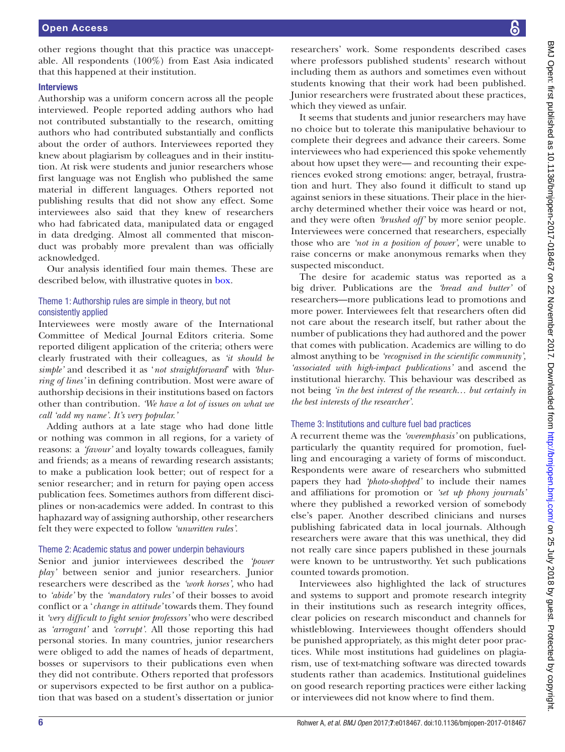other regions thought that this practice was unacceptable. All respondents (100%) from East Asia indicated that this happened at their institution.

### Interviews

Authorship was a uniform concern across all the people interviewed. People reported adding authors who had not contributed substantially to the research, omitting authors who had contributed substantially and conflicts about the order of authors. Interviewees reported they knew about plagiarism by colleagues and in their institution. At risk were students and junior researchers whose first language was not English who published the same material in different languages. Others reported not publishing results that did not show any effect. Some interviewees also said that they knew of researchers who had fabricated data, manipulated data or engaged in data dredging. Almost all commented that misconduct was probably more prevalent than was officially acknowledged.

Our analysis identified four main themes. These are described below, with illustrative quotes in box.

#### Theme 1: Authorship rules are simple in theory, but not consistently applied

Interviewees were mostly aware of the International Committee of Medical Journal Editors criteria. Some reported diligent application of the criteria; others were clearly frustrated with their colleagues, as *'it should be simple'* and described it as '*not straightforward*' with *'blurring of lines'* in defining contribution. Most were aware of authorship decisions in their institutions based on factors other than contribution. *'We have a lot of issues on what we call 'add my name'. It's very popular.'*

Adding authors at a late stage who had done little or nothing was common in all regions, for a variety of reasons: a *'favour'* and loyalty towards colleagues, family and friends; as a means of rewarding research assistants; to make a publication look better; out of respect for a senior researcher; and in return for paying open access publication fees. Sometimes authors from different disciplines or non-academics were added. In contrast to this haphazard way of assigning authorship, other researchers felt they were expected to follow *'unwritten rules'*.

#### Theme 2: Academic status and power underpin behaviours

Senior and junior interviewees described the *'power play'* between senior and junior researchers. Junior researchers were described as the *'work horses',* who had to *'abide'* by the *'mandatory rules'* of their bosses to avoid conflict or a '*change in attitude'* towards them. They found it *'very difficult to fight senior professors'* who were described as *'arrogant'* and *'corrupt'*. All those reporting this had personal stories. In many countries, junior researchers were obliged to add the names of heads of department, bosses or supervisors to their publications even when they did not contribute. Others reported that professors or supervisors expected to be first author on a publication that was based on a student's dissertation or junior researchers' work. Some respondents described cases where professors published students' research without including them as authors and sometimes even without students knowing that their work had been published. Junior researchers were frustrated about these practices, which they viewed as unfair.

It seems that students and junior researchers may have no choice but to tolerate this manipulative behaviour to complete their degrees and advance their careers. Some interviewees who had experienced this spoke vehemently about how upset they were— and recounting their experiences evoked strong emotions: anger, betrayal, frustration and hurt. They also found it difficult to stand up against seniors in these situations. Their place in the hierarchy determined whether their voice was heard or not, and they were often *'brushed off'* by more senior people. Interviewees were concerned that researchers, especially those who are *'not in a position of power'*, were unable to raise concerns or make anonymous remarks when they suspected misconduct.

The desire for academic status was reported as a big driver. Publications are the *'bread and butter'* of researchers—more publications lead to promotions and more power. Interviewees felt that researchers often did not care about the research itself, but rather about the number of publications they had authored and the power that comes with publication. Academics are willing to do almost anything to be *'recognised in the scientific community', 'associated with high-impact publications'* and ascend the institutional hierarchy. This behaviour was described as not being *'in the best interest of the research… but certainly in the best interests of the researcher'*.

#### Theme 3: Institutions and culture fuel bad practices

A recurrent theme was the *'overemphasis'* on publications, particularly the quantity required for promotion, fuelling and encouraging a variety of forms of misconduct. Respondents were aware of researchers who submitted papers they had *'photo-shopped'* to include their names and affiliations for promotion or *'set up phony journals'* where they published a reworked version of somebody else's paper. Another described clinicians and nurses publishing fabricated data in local journals. Although researchers were aware that this was unethical, they did not really care since papers published in these journals were known to be untrustworthy. Yet such publications counted towards promotion.

Interviewees also highlighted the lack of structures and systems to support and promote research integrity in their institutions such as research integrity offices, clear policies on research misconduct and channels for whistleblowing. Interviewees thought offenders should be punished appropriately, as this might deter poor practices. While most institutions had guidelines on plagiarism, use of text-matching software was directed towards students rather than academics. Institutional guidelines on good research reporting practices were either lacking or interviewees did not know where to find them.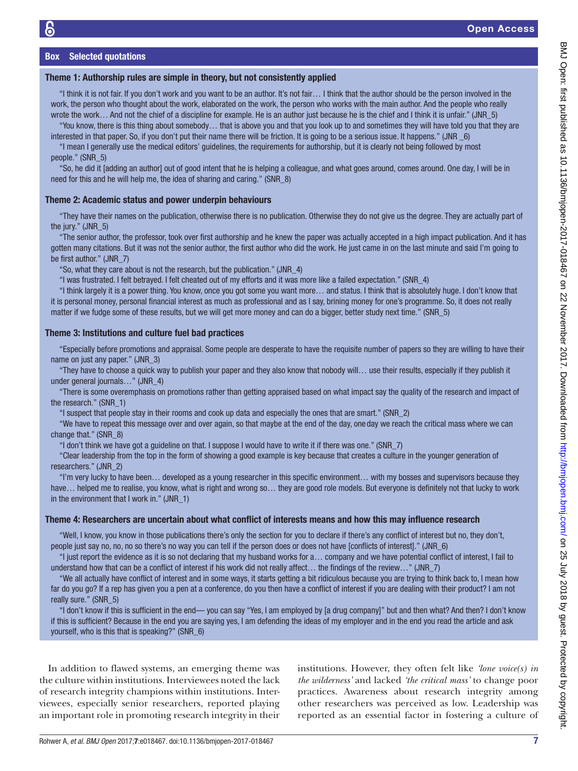## Box Selected quotations

### Theme 1: Authorship rules are simple in theory, but not consistently applied

"I think it is not fair. If you don't work and you want to be an author. It's not fair… I think that the author should be the person involved in the work, the person who thought about the work, elaborated on the work, the person who works with the main author. And the people who really wrote the work… And not the chief of a discipline for example. He is an author just because he is the chief and I think it is unfair." (JNR_5)

"You know, there is this thing about somebody… that is above you and that you look up to and sometimes they will have told you that they are interested in that paper. So, if you don't put their name there will be friction. It is going to be a serious issue. It happens." (JNR _6)

"I mean I generally use the medical editors' guidelines, the requirements for authorship, but it is clearly not being followed by most people." (SNR_5)

"So, he did it [adding an author] out of good intent that he is helping a colleague, and what goes around, comes around. One day, I will be in need for this and he will help me, the idea of sharing and caring." (SNR_8)

### Theme 2: Academic status and power underpin behaviours

"They have their names on the publication, otherwise there is no publication. Otherwise they do not give us the degree. They are actually part of the jury." (JNR_5)

"The senior author, the professor, took over first authorship and he knew the paper was actually accepted in a high impact publication. And it has gotten many citations. But it was not the senior author, the first author who did the work. He just came in on the last minute and said I'm going to be first author." (JNR_7)

"So, what they care about is not the research, but the publication." (JNR_4)

"I was frustrated. I felt betrayed. I felt cheated out of my efforts and it was more like a failed expectation." (SNR_4)

"I think largely it is a power thing. You know, once you got some you want more… and status. I think that is absolutely huge. I don't know that it is personal money, personal financial interest as much as professional and as I say, brining money for one's programme. So, it does not really matter if we fudge some of these results, but we will get more money and can do a bigger, better study next time." (SNR_5)

### Theme 3: Institutions and culture fuel bad practices

"Especially before promotions and appraisal. Some people are desperate to have the requisite number of papers so they are willing to have their name on just any paper." (JNR_3)

"They have to choose a quick way to publish your paper and they also know that nobody will… use their results, especially if they publish it under general journals…" (JNR_4)

"There is some overemphasis on promotions rather than getting appraised based on what impact say the quality of the research and impact of the research." (SNR_1)

"I suspect that people stay in their rooms and cook up data and especially the ones that are smart." (SNR_2)

"We have to repeat this message over and over again, so that maybe at the end of the day, one day we reach the critical mass where we can change that." (SNR_8)

"I don't think we have got a guideline on that. I suppose I would have to write it if there was one." (SNR_7)

"Clear leadership from the top in the form of showing a good example is key because that creates a culture in the younger generation of researchers." (JNR_2)

"I'm very lucky to have been… developed as a young researcher in this specific environment… with my bosses and supervisors because they have… helped me to realise, you know, what is right and wrong so… they are good role models. But everyone is definitely not that lucky to work in the environment that I work in." (JNR_1)

### Theme 4: Researchers are uncertain about what conflict of interests means and how this may influence research

"Well, I know, you know in those publications there's only the section for you to declare if there's any conflict of interest but no, they don't, people just say no, no, no so there's no way you can tell if the person does or does not have [conflicts of interest]." (JNR_6)

"I just report the evidence as it is so not declaring that my husband works for a… company and we have potential conflict of interest, I fail to understand how that can be a conflict of interest if his work did not really affect… the findings of the review…" (JNR_7)

"We all actually have conflict of interest and in some ways, it starts getting a bit ridiculous because you are trying to think back to, I mean how far do you go? If a rep has given you a pen at a conference, do you then have a conflict of interest if you are dealing with their product? I am not really sure." (SNR_5)

"I don't know if this is sufficient in the end— you can say "Yes, I am employed by [a drug company]" but and then what? And then? I don't know if this is sufficient? Because in the end you are saying yes, I am defending the ideas of my employer and in the end you read the article and ask yourself, who is this that is speaking?" (SNR_6)

In addition to flawed systems, an emerging theme was the culture within institutions. Interviewees noted the lack of research integrity champions within institutions. Interviewees, especially senior researchers, reported playing an important role in promoting research integrity in their institutions. However, they often felt like *'lone voice(s) in the wilderness'* and lacked *'the critical mass'* to change poor practices. Awareness about research integrity among other researchers was perceived as low. Leadership was reported as an essential factor in fostering a culture of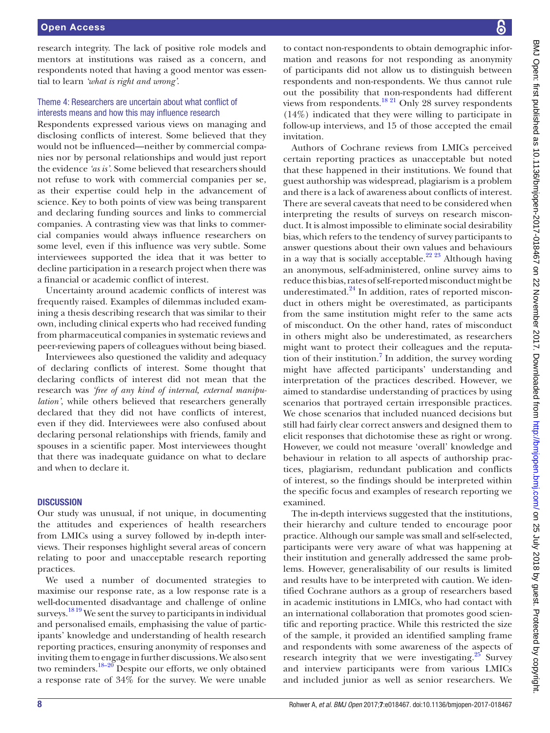research integrity. The lack of positive role models and mentors at institutions was raised as a concern, and respondents noted that having a good mentor was essential to learn *'what is right and wrong'*.

### Theme 4: Researchers are uncertain about what conflict of interests means and how this may influence research

Respondents expressed various views on managing and disclosing conflicts of interest. Some believed that they would not be influenced—neither by commercial companies nor by personal relationships and would just report the evidence *'as is'*. Some believed that researchers should not refuse to work with commercial companies per se, as their expertise could help in the advancement of science. Key to both points of view was being transparent and declaring funding sources and links to commercial companies. A contrasting view was that links to commercial companies would always influence researchers on some level, even if this influence was very subtle. Some interviewees supported the idea that it was better to decline participation in a research project when there was a financial or academic conflict of interest.

Uncertainty around academic conflicts of interest was frequently raised. Examples of dilemmas included examining a thesis describing research that was similar to their own, including clinical experts who had received funding from pharmaceutical companies in systematic reviews and peer-reviewing papers of colleagues without being biased.

Interviewees also questioned the validity and adequacy of declaring conflicts of interest. Some thought that declaring conflicts of interest did not mean that the research was *'free of any kind of internal, external manipulation'*, while others believed that researchers generally declared that they did not have conflicts of interest, even if they did. Interviewees were also confused about declaring personal relationships with friends, family and spouses in a scientific paper. Most interviewees thought that there was inadequate guidance on what to declare and when to declare it.

## DISCUSSION

Our study was unusual, if not unique, in documenting the attitudes and experiences of health researchers from LMICs using a survey followed by in-depth interviews. Their responses highlight several areas of concern relating to poor and unacceptable research reporting practices.

We used a number of documented strategies to maximise our response rate, as a low response rate is a well-documented disadvantage and challenge of online surveys.[18,19] We sent the survey to participants in individual and personalised emails, emphasising the value of participants' knowledge and understanding of health research reporting practices, ensuring anonymity of responses and inviting them to engage in further discussions. We also sent two reminders.[18–20] Despite our efforts, we only obtained a response rate of 34% for the survey. We were unable to contact non-respondents to obtain demographic information and reasons for not responding as anonymity of participants did not allow us to distinguish between respondents and non-respondents. We thus cannot rule out the possibility that non-respondents had different views from respondents.[18,21] Only 28 survey respondents (14%) indicated that they were willing to participate in follow-up interviews, and 15 of those accepted the email invitation.

Authors of Cochrane reviews from LMICs perceived certain reporting practices as unacceptable but noted that these happened in their institutions. We found that guest authorship was widespread, plagiarism is a problem and there is a lack of awareness about conflicts of interest. There are several caveats that need to be considered when interpreting the results of surveys on research misconduct. It is almost impossible to eliminate social desirability bias, which refers to the tendency of survey participants to answer questions about their own values and behaviours in a way that is socially acceptable.[22,23] Although having an anonymous, self-administered, online survey aims to reduce this bias, rates of self-reported misconduct might be underestimated.[24] In addition, rates of reported misconduct in others might be overestimated, as participants from the same institution might refer to the same acts of misconduct. On the other hand, rates of misconduct in others might also be underestimated, as researchers might want to protect their colleagues and the reputation of their institution.[7] In addition, the survey wording might have affected participants' understanding and interpretation of the practices described. However, we aimed to standardise understanding of practices by using scenarios that portrayed certain irresponsible practices. We chose scenarios that included nuanced decisions but still had fairly clear correct answers and designed them to elicit responses that dichotomise these as right or wrong. However, we could not measure 'overall' knowledge and behaviour in relation to all aspects of authorship practices, plagiarism, redundant publication and conflicts of interest, so the findings should be interpreted within the specific focus and examples of research reporting we examined.

The in-depth interviews suggested that the institutions, their hierarchy and culture tended to encourage poor practice. Although our sample was small and self-selected, participants were very aware of what was happening at their institution and generally addressed the same problems. However, generalisability of our results is limited and results have to be interpreted with caution. We identified Cochrane authors as a group of researchers based in academic institutions in LMICs, who had contact with an international collaboration that promotes good scientific and reporting practice. While this restricted the size of the sample, it provided an identified sampling frame and respondents with some awareness of the aspects of research integrity that we were investigating.[25] Survey and interview participants were from various LMICs and included junior as well as senior researchers. We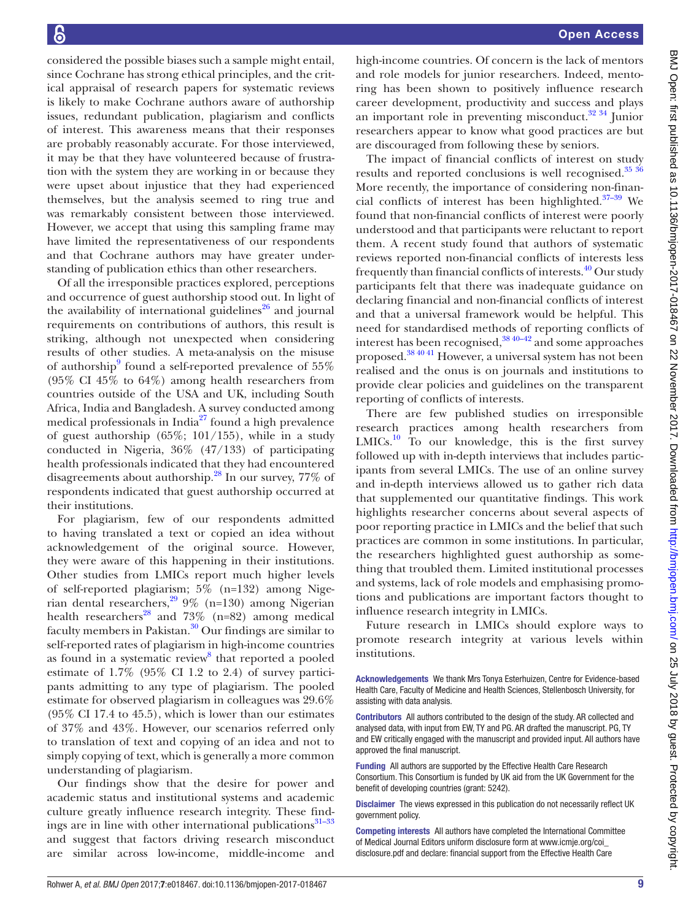considered the possible biases such a sample might entail, since Cochrane has strong ethical principles, and the critical appraisal of research papers for systematic reviews is likely to make Cochrane authors aware of authorship issues, redundant publication, plagiarism and conflicts of interest. This awareness means that their responses are probably reasonably accurate. For those interviewed, it may be that they have volunteered because of frustration with the system they are working in or because they were upset about injustice that they had experienced themselves, but the analysis seemed to ring true and was remarkably consistent between those interviewed. However, we accept that using this sampling frame may have limited the representativeness of our respondents and that Cochrane authors may have greater understanding of publication ethics than other researchers.

Of all the irresponsible practices explored, perceptions and occurrence of guest authorship stood out. In light of the availability of international guidelines[26] and journal requirements on contributions of authors, this result is striking, although not unexpected when considering results of other studies. A meta-analysis on the misuse of authorship[9] found a self-reported prevalence of 55% (95% CI 45% to 64%) among health researchers from countries outside of the USA and UK, including South Africa, India and Bangladesh. A survey conducted among medical professionals in India[27] found a high prevalence of guest authorship (65%; 101/155), while in a study conducted in Nigeria, 36% (47/133) of participating health professionals indicated that they had encountered disagreements about authorship.[28] In our survey, 77% of respondents indicated that guest authorship occurred at their institutions.

For plagiarism, few of our respondents admitted to having translated a text or copied an idea without acknowledgement of the original source. However, they were aware of this happening in their institutions. Other studies from LMICs report much higher levels of self-reported plagiarism; 5% (n=132) among Nigerian dental researchers,[29] 9% (n=130) among Nigerian health researchers[28] and 73% (n=82) among medical faculty members in Pakistan.[30] Our findings are similar to self-reported rates of plagiarism in high-income countries as found in a systematic review[8] that reported a pooled estimate of 1.7% (95% CI 1.2 to 2.4) of survey participants admitting to any type of plagiarism. The pooled estimate for observed plagiarism in colleagues was 29.6% (95% CI 17.4 to 45.5), which is lower than our estimates of 37% and 43%. However, our scenarios referred only to translation of text and copying of an idea and not to simply copying of text, which is generally a more common understanding of plagiarism.

Our findings show that the desire for power and academic status and institutional systems and academic culture greatly influence research integrity. These findings are in line with other international publications[31–33] and suggest that factors driving research misconduct are similar across low-income, middle-income and high-income countries. Of concern is the lack of mentors and role models for junior researchers. Indeed, mentoring has been shown to positively influence research career development, productivity and success and plays an important role in preventing misconduct.[32,34] Junior researchers appear to know what good practices are but are discouraged from following these by seniors.

The impact of financial conflicts of interest on study results and reported conclusions is well recognised.[35,36] More recently, the importance of considering non-financial conflicts of interest has been highlighted.[37–39] We found that non-financial conflicts of interest were poorly understood and that participants were reluctant to report them. A recent study found that authors of systematic reviews reported non-financial conflicts of interests less frequently than financial conflicts of interests.[40] Our study participants felt that there was inadequate guidance on declaring financial and non-financial conflicts of interest and that a universal framework would be helpful. This need for standardised methods of reporting conflicts of interest has been recognised,[38,40–42] and some approaches proposed.[38,40,41] However, a universal system has not been realised and the onus is on journals and institutions to provide clear policies and guidelines on the transparent reporting of conflicts of interests.

There are few published studies on irresponsible research practices among health researchers from LMICs.[10] To our knowledge, this is the first survey followed up with in-depth interviews that includes participants from several LMICs. The use of an online survey and in-depth interviews allowed us to gather rich data that supplemented our quantitative findings. This work highlights researcher concerns about several aspects of poor reporting practice in LMICs and the belief that such practices are common in some institutions. In particular, the researchers highlighted guest authorship as something that troubled them. Limited institutional processes and systems, lack of role models and emphasising promotions and publications are important factors thought to influence research integrity in LMICs.

Future research in LMICs should explore ways to promote research integrity at various levels within institutions.

**Acknowledgements** We thank Mrs Tonya Esterhuizen, Centre for Evidence-based Health Care, Faculty of Medicine and Health Sciences, Stellenbosch University, for assisting with data analysis.

**Contributors** All authors contributed to the design of the study. AR collected and analysed data, with input from EW, TY and PG. AR drafted the manuscript. PG, TY and EW critically engaged with the manuscript and provided input. All authors have approved the final manuscript.

**Funding** All authors are supported by the Effective Health Care Research Consortium. This Consortium is funded by UK aid from the UK Government for the benefit of developing countries (grant: 5242).

**Disclaimer** The views expressed in this publication do not necessarily reflect UK government policy.

**Competing interests** All authors have completed the International Committee of Medical Journal Editors uniform disclosure form at www.icmje.org/coi_disclosure.pdf and declare: financial support from the Effective Health Care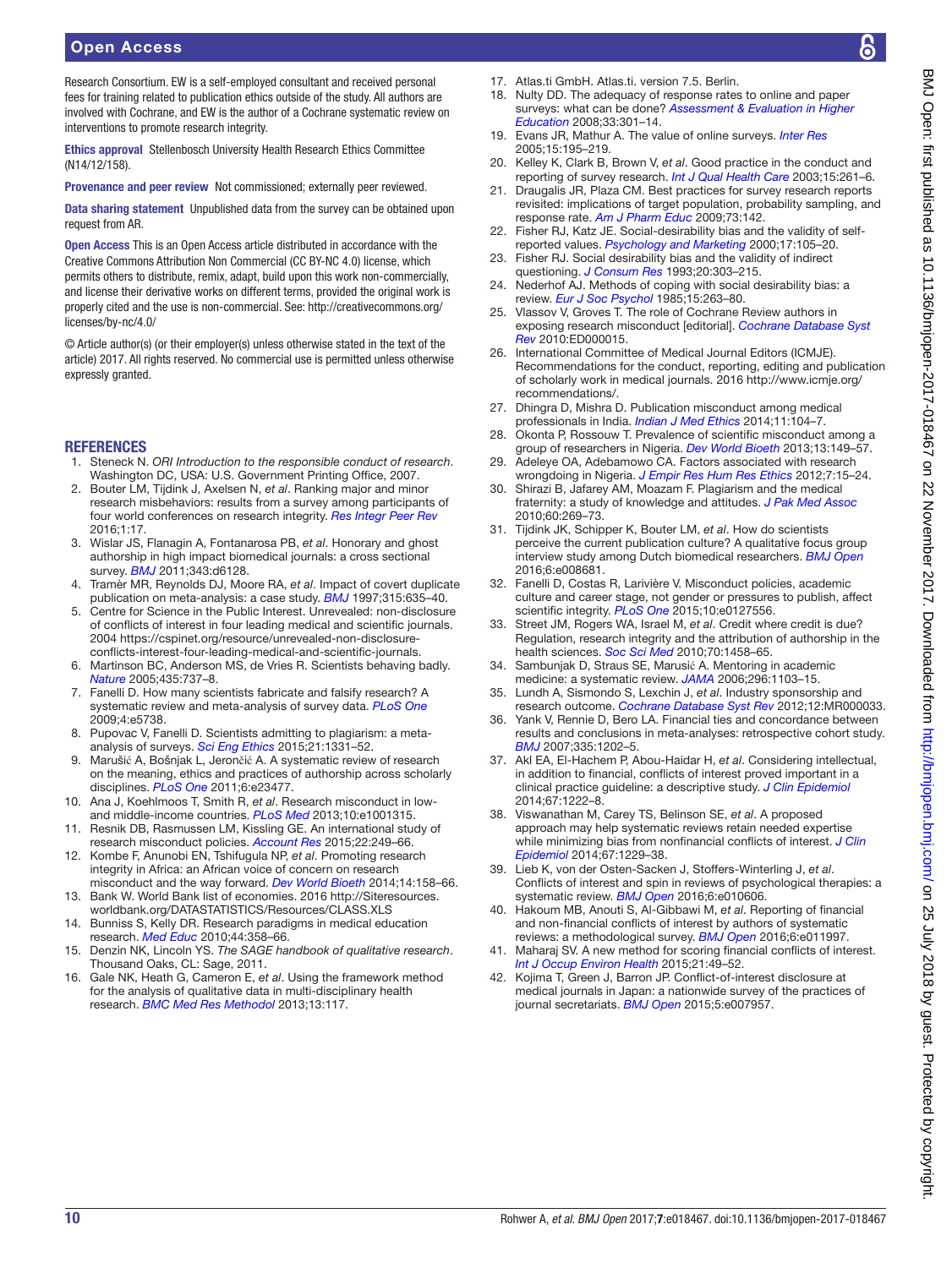Research Consortium. EW is a self-employed consultant and received personal fees for training related to publication ethics outside of the study. All authors are involved with Cochrane, and EW is the author of a Cochrane systematic review on interventions to promote research integrity.

**Ethics approval** Stellenbosch University Health Research Ethics Committee (N14/12/158).

**Provenance and peer review** Not commissioned; externally peer reviewed.

**Data sharing statement** Unpublished data from the survey can be obtained upon request from AR.

**Open Access** This is an Open Access article distributed in accordance with the Creative Commons Attribution Non Commercial (CC BY-NC 4.0) license, which permits others to distribute, remix, adapt, build upon this work non-commercially, and license their derivative works on different terms, provided the original work is properly cited and the use is non-commercial. See: http://creativecommons.org/licenses/by-nc/4.0/

© Article author(s) (or their employer(s) unless otherwise stated in the text of the article) 2017. All rights reserved. No commercial use is permitted unless otherwise expressly granted.

## REFERENCES

1. Steneck N. *ORI Introduction to the responsible conduct of research*. Washington DC, USA: U.S. Government Printing Office, 2007.
2. Bouter LM, Tijdink J, Axelsen N, *et al*. Ranking major and minor research misbehaviors: results from a survey among participants of four world conferences on research integrity. *Res Integr Peer Rev* 2016;1:17.
3. Wislar JS, Flanagin A, Fontanarosa PB, *et al*. Honorary and ghost authorship in high impact biomedical journals: a cross sectional survey. *BMJ* 2011;343:d6128.
4. Tramèr MR, Reynolds DJ, Moore RA, *et al*. Impact of covert duplicate publication on meta-analysis: a case study. *BMJ* 1997;315:635–40.
5. Centre for Science in the Public Interest. Unrevealed: non-disclosure of conflicts of interest in four leading medical and scientific journals. 2004 https://cspinet.org/resource/unrevealed-non-disclosure-conflicts-interest-four-leading-medical-and-scientific-journals.
6. Martinson BC, Anderson MS, de Vries R. Scientists behaving badly. *Nature* 2005;435:737–8.
7. Fanelli D. How many scientists fabricate and falsify research? A systematic review and meta-analysis of survey data. *PLoS One* 2009;4:e5738.
8. Pupovac V, Fanelli D. Scientists admitting to plagiarism: a meta-analysis of surveys. *Sci Eng Ethics* 2015;21:1331–52.
9. Marušić A, Bošnjak L, Jerončić A. A systematic review of research on the meaning, ethics and practices of authorship across scholarly disciplines. *PLoS One* 2011;6:e23477.
10. Ana J, Koehlmoos T, Smith R, *et al*. Research misconduct in low- and middle-income countries. *PLoS Med* 2013;10:e1001315.
11. Resnik DB, Rasmussen LM, Kissling GE. An international study of research misconduct policies. *Account Res* 2015;22:249–66.
12. Kombe F, Anunobi EN, Tshifugula NP, *et al*. Promoting research integrity in Africa: an African voice of concern on research misconduct and the way forward. *Dev World Bioeth* 2014;14:158–66.
13. Bank W. World Bank list of economies. 2016 http://Siteresources.worldbank.org/DATASTATISTICS/Resources/CLASS.XLS
14. Bunniss S, Kelly DR. Research paradigms in medical education research. *Med Educ* 2010;44:358–66.
15. Denzin NK, Lincoln YS. *The SAGE handbook of qualitative research*. Thousand Oaks, CL: Sage, 2011.
16. Gale NK, Heath G, Cameron E, *et al*. Using the framework method for the analysis of qualitative data in multi-disciplinary health research. *BMC Med Res Methodol* 2013;13:117.
17. Atlas.ti GmbH. Atlas.ti. version 7.5. Berlin.
18. Nulty DD. The adequacy of response rates to online and paper surveys: what can be done? *Assessment & Evaluation in Higher Education* 2008;33:301–14.
19. Evans JR, Mathur A. The value of online surveys. *Inter Res* 2005;15:195–219.
20. Kelley K, Clark B, Brown V, *et al*. Good practice in the conduct and reporting of survey research. *Int J Qual Health Care* 2003;15:261–6.
21. Draugalis JR, Plaza CM. Best practices for survey research reports revisited: implications of target population, probability sampling, and response rate. *Am J Pharm Educ* 2009;73:142.
22. Fisher RJ, Katz JE. Social-desirability bias and the validity of self-reported values. *Psychology and Marketing* 2000;17:105–20.
23. Fisher RJ. Social desirability bias and the validity of indirect questioning. *J Consum Res* 1993;20:303–215.
24. Nederhof AJ. Methods of coping with social desirability bias: a review. *Eur J Soc Psychol* 1985;15:263–80.
25. Vlassov V, Groves T. The role of Cochrane Review authors in exposing research misconduct [editorial]. *Cochrane Database Syst Rev* 2010:ED000015.
26. International Committee of Medical Journal Editors (ICMJE). Recommendations for the conduct, reporting, editing and publication of scholarly work in medical journals. 2016 http://www.icmje.org/recommendations/.
27. Dhingra D, Mishra D. Publication misconduct among medical professionals in India. *Indian J Med Ethics* 2014;11:104–7.
28. Okonta P, Rossouw T. Prevalence of scientific misconduct among a group of researchers in Nigeria. *Dev World Bioeth* 2013;13:149–57.
29. Adeleye OA, Adebamowo CA. Factors associated with research wrongdoing in Nigeria. *J Empir Res Hum Res Ethics* 2012;7:15–24.
30. Shirazi B, Jafarey AM, Moazam F. Plagiarism and the medical fraternity: a study of knowledge and attitudes. *J Pak Med Assoc* 2010;60:269–73.
31. Tijdink JK, Schipper K, Bouter LM, *et al*. How do scientists perceive the current publication culture? A qualitative focus group interview study among Dutch biomedical researchers. *BMJ Open* 2016;6:e008681.
32. Fanelli D, Costas R, Larivière V. Misconduct policies, academic culture and career stage, not gender or pressures to publish, affect scientific integrity. *PLoS One* 2015;10:e0127556.
33. Street JM, Rogers WA, Israel M, *et al*. Credit where credit is due? Regulation, research integrity and the attribution of authorship in the health sciences. *Soc Sci Med* 2010;70:1458–65.
34. Sambunjak D, Straus SE, Marusić A. Mentoring in academic medicine: a systematic review. *JAMA* 2006;296:1103–15.
35. Lundh A, Sismondo S, Lexchin J, *et al*. Industry sponsorship and research outcome. *Cochrane Database Syst Rev* 2012;12:MR000033.
36. Yank V, Rennie D, Bero LA. Financial ties and concordance between results and conclusions in meta-analyses: retrospective cohort study. *BMJ* 2007;335:1202–5.
37. Akl EA, El-Hachem P, Abou-Haidar H, *et al*. Considering intellectual, in addition to financial, conflicts of interest proved important in a clinical practice guideline: a descriptive study. *J Clin Epidemiol* 2014;67:1222–8.
38. Viswanathan M, Carey TS, Belinson SE, *et al*. A proposed approach may help systematic reviews retain needed expertise while minimizing bias from nonfinancial conflicts of interest. *J Clin Epidemiol* 2014;67:1229–38.
39. Lieb K, von der Osten-Sacken J, Stoffers-Winterling J, *et al*. Conflicts of interest and spin in reviews of psychological therapies: a systematic review. *BMJ Open* 2016;6:e010606.
40. Hakoum MB, Anouti S, Al-Gibbawi M, *et al*. Reporting of financial and non-financial conflicts of interest by authors of systematic reviews: a methodological survey. *BMJ Open* 2016;6:e011997.
41. Maharaj SV. A new method for scoring financial conflicts of interest. *Int J Occup Environ Health* 2015;21:49–52.
42. Kojima T, Green J, Barron JP. Conflict-of-interest disclosure at medical journals in Japan: a nationwide survey of the practices of journal secretariats. *BMJ Open* 2015;5:e007957.